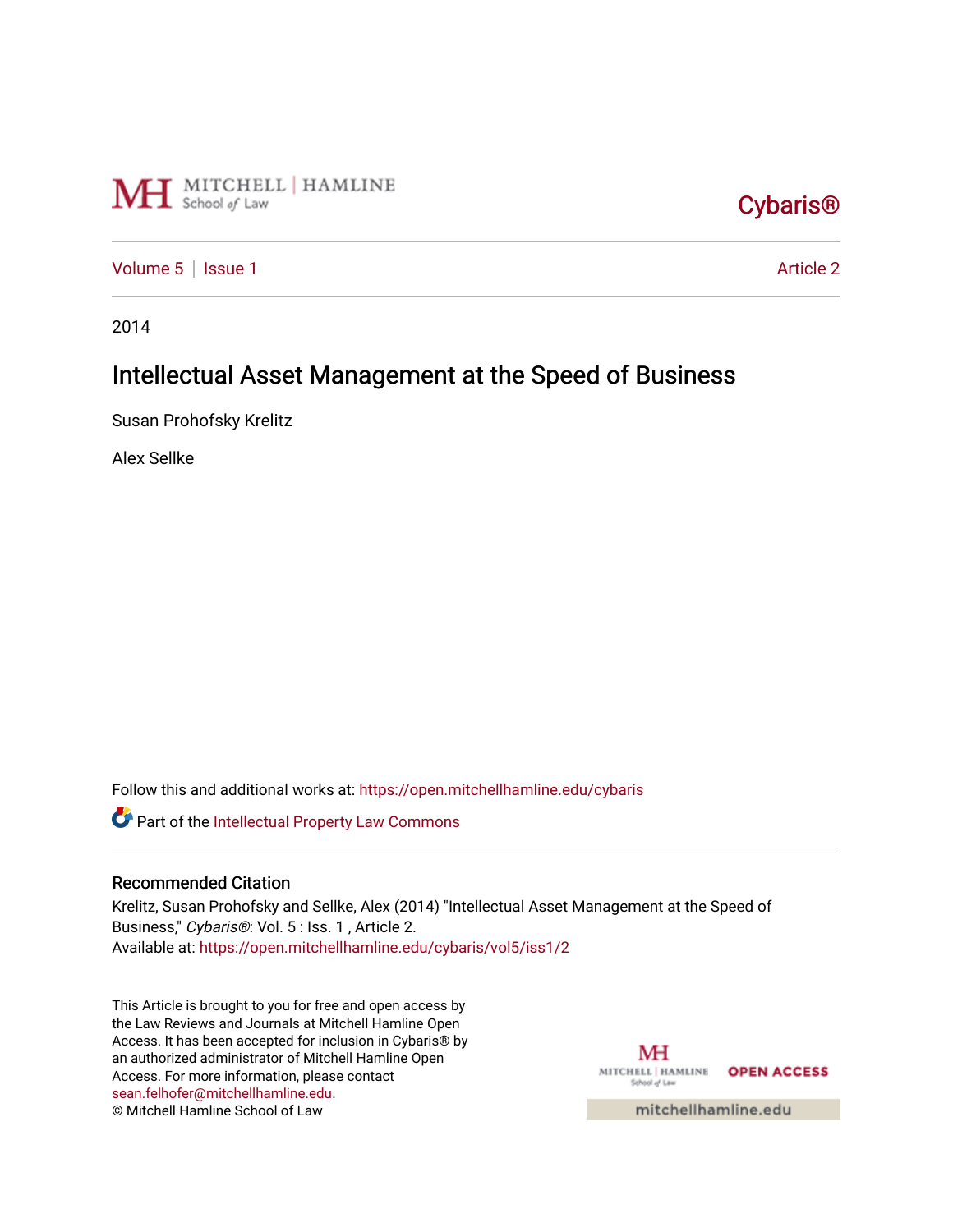MITCHELL | HAMLINE School of Law

Cybaris®

Volume 5 | Issue 1 Article 2

2014

# Intellectual Asset Management at the Speed of Business

Susan Prohofsky Krelitz

Alex Sellke

Follow this and additional works at: https://open.mitchellhamline.edu/cybaris

Part of the Intellectual Property Law Commons

## Recommended Citation

Krelitz, Susan Prohofsky and Sellke, Alex (2014) "Intellectual Asset Management at the Speed of Business," *Cybaris®*: Vol. 5 : Iss. 1 , Article 2.
Available at: https://open.mitchellhamline.edu/cybaris/vol5/iss1/2

This Article is brought to you for free and open access by the Law Reviews and Journals at Mitchell Hamline Open Access. It has been accepted for inclusion in Cybaris® by an authorized administrator of Mitchell Hamline Open Access. For more information, please contact sean.felhofer@mitchellhamline.edu.
© Mitchell Hamline School of Law

MITCHELL | HAMLINE School of Law OPEN ACCESS

mitchellhamline.edu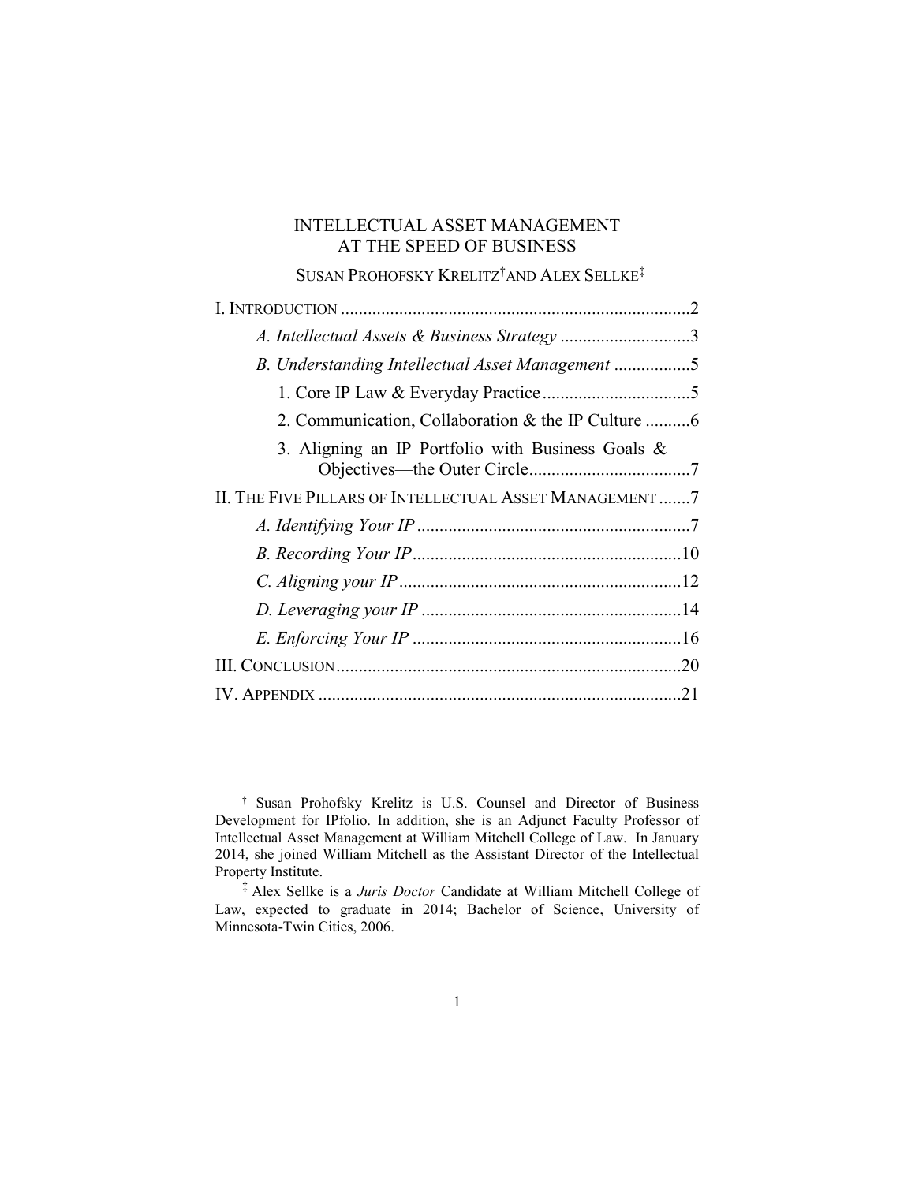# INTELLECTUAL ASSET MANAGEMENT AT THE SPEED OF BUSINESS

SUSAN PROHOFSKY KRELITZ[†] AND ALEX SELLKE[‡]

I. INTRODUCTION ............................................................................2

*A. Intellectual Assets & Business Strategy* ............................3

*B. Understanding Intellectual Asset Management* ................5

1. Core IP Law & Everyday Practice ................................5

2. Communication, Collaboration & the IP Culture ..........6

3. Aligning an IP Portfolio with Business Goals & Objectives—the Outer Circle...................................7

II. THE FIVE PILLARS OF INTELLECTUAL ASSET MANAGEMENT .......7

*A. Identifying Your IP* ............................................................7

*B. Recording Your IP* ...........................................................10

*C. Aligning your IP* ..............................................................12

*D. Leveraging your IP* .........................................................14

*E. Enforcing Your IP* ...........................................................16

III. CONCLUSION............................................................................20

IV. APPENDIX ................................................................................21

---

[†] Susan Prohofsky Krelitz is U.S. Counsel and Director of Business Development for IPfolio. In addition, she is an Adjunct Faculty Professor of Intellectual Asset Management at William Mitchell College of Law. In January 2014, she joined William Mitchell as the Assistant Director of the Intellectual Property Institute.

[‡] Alex Sellke is a *Juris Doctor* Candidate at William Mitchell College of Law, expected to graduate in 2014; Bachelor of Science, University of Minnesota-Twin Cities, 2006.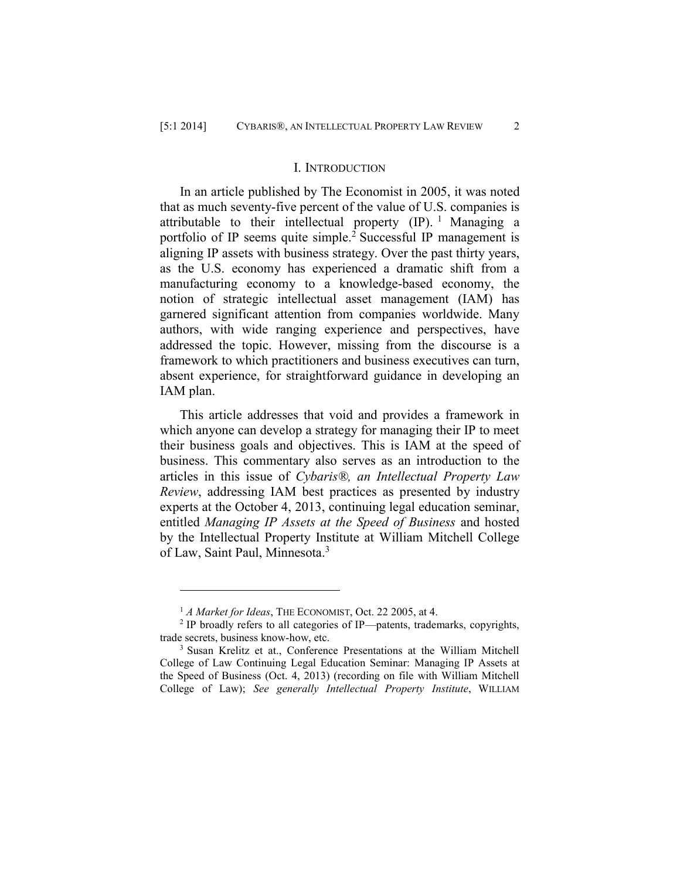## I. INTRODUCTION

In an article published by The Economist in 2005, it was noted that as much seventy-five percent of the value of U.S. companies is attributable to their intellectual property (IP).[1] Managing a portfolio of IP seems quite simple.[2] Successful IP management is aligning IP assets with business strategy. Over the past thirty years, as the U.S. economy has experienced a dramatic shift from a manufacturing economy to a knowledge-based economy, the notion of strategic intellectual asset management (IAM) has garnered significant attention from companies worldwide. Many authors, with wide ranging experience and perspectives, have addressed the topic. However, missing from the discourse is a framework to which practitioners and business executives can turn, absent experience, for straightforward guidance in developing an IAM plan.

This article addresses that void and provides a framework in which anyone can develop a strategy for managing their IP to meet their business goals and objectives. This is IAM at the speed of business. This commentary also serves as an introduction to the articles in this issue of *Cybaris®, an Intellectual Property Law Review*, addressing IAM best practices as presented by industry experts at the October 4, 2013, continuing legal education seminar, entitled *Managing IP Assets at the Speed of Business* and hosted by the Intellectual Property Institute at William Mitchell College of Law, Saint Paul, Minnesota.[3]

---

[1] *A Market for Ideas*, THE ECONOMIST, Oct. 22 2005, at 4.

[2] IP broadly refers to all categories of IP—patents, trademarks, copyrights, trade secrets, business know-how, etc.

[3] Susan Krelitz et at., Conference Presentations at the William Mitchell College of Law Continuing Legal Education Seminar: Managing IP Assets at the Speed of Business (Oct. 4, 2013) (recording on file with William Mitchell College of Law); *See generally Intellectual Property Institute*, WILLIAM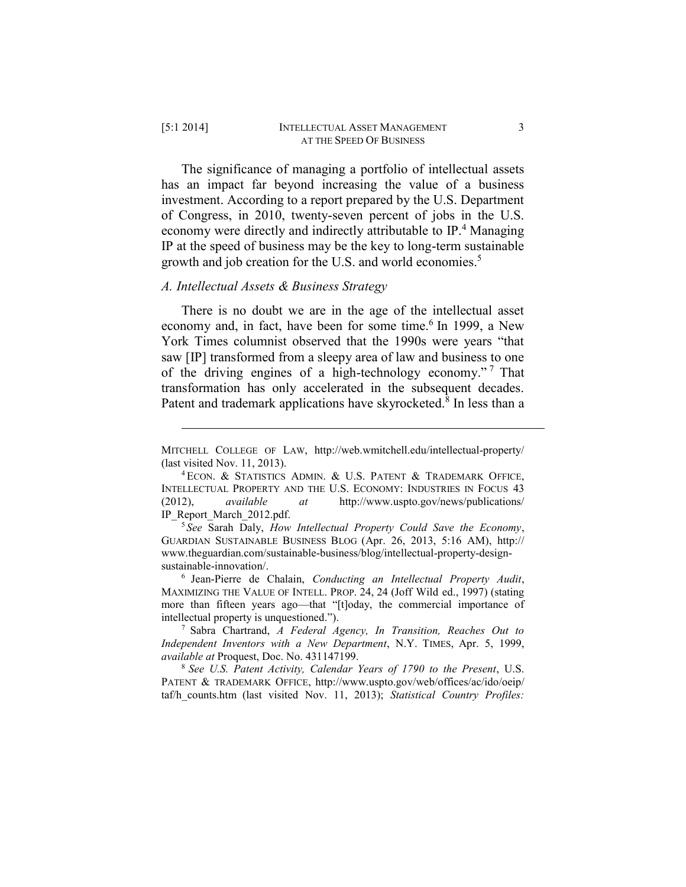The significance of managing a portfolio of intellectual assets has an impact far beyond increasing the value of a business investment. According to a report prepared by the U.S. Department of Congress, in 2010, twenty-seven percent of jobs in the U.S. economy were directly and indirectly attributable to IP.[4] Managing IP at the speed of business may be the key to long-term sustainable growth and job creation for the U.S. and world economies.[5]

### *A. Intellectual Assets & Business Strategy*

There is no doubt we are in the age of the intellectual asset economy and, in fact, have been for some time.[6] In 1999, a New York Times columnist observed that the 1990s were years "that saw [IP] transformed from a sleepy area of law and business to one of the driving engines of a high-technology economy."[7] That transformation has only accelerated in the subsequent decades. Patent and trademark applications have skyrocketed.[8] In less than a

---

MITCHELL COLLEGE OF LAW, http://web.wmitchell.edu/intellectual-property/ (last visited Nov. 11, 2013).

[4] ECON. & STATISTICS ADMIN. & U.S. PATENT & TRADEMARK OFFICE, INTELLECTUAL PROPERTY AND THE U.S. ECONOMY: INDUSTRIES IN FOCUS 43 (2012), *available at* http://www.uspto.gov/news/publications/IP_Report_March_2012.pdf.

[5] *See* Sarah Daly, *How Intellectual Property Could Save the Economy*, GUARDIAN SUSTAINABLE BUSINESS BLOG (Apr. 26, 2013, 5:16 AM), http://www.theguardian.com/sustainable-business/blog/intellectual-property-design-sustainable-innovation/.

[6] Jean-Pierre de Chalain, *Conducting an Intellectual Property Audit*, MAXIMIZING THE VALUE OF INTELL. PROP. 24, 24 (Joff Wild ed., 1997) (stating more than fifteen years ago—that "[t]oday, the commercial importance of intellectual property is unquestioned.").

[7] Sabra Chartrand, *A Federal Agency, In Transition, Reaches Out to Independent Inventors with a New Department*, N.Y. TIMES, Apr. 5, 1999, *available at* Proquest, Doc. No. 431147199.

[8] *See U.S. Patent Activity, Calendar Years of 1790 to the Present*, U.S. PATENT & TRADEMARK OFFICE, http://www.uspto.gov/web/offices/ac/ido/oeip/taf/h_counts.htm (last visited Nov. 11, 2013); *Statistical Country Profiles:*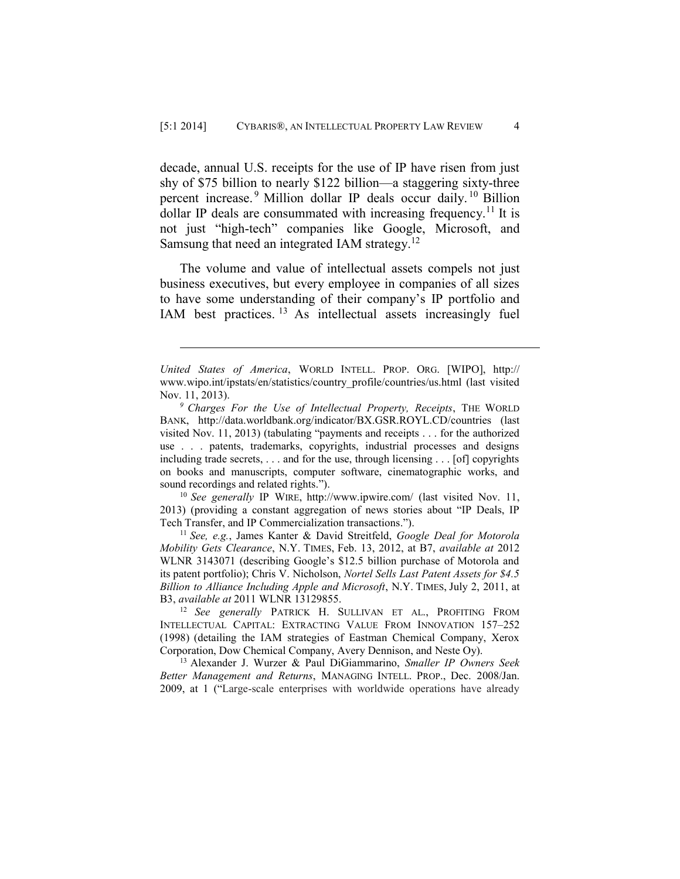decade, annual U.S. receipts for the use of IP have risen from just shy of $75 billion to nearly $122 billion—a staggering sixty-three percent increase.[9] Million dollar IP deals occur daily.[10] Billion dollar IP deals are consummated with increasing frequency.[11] It is not just "high-tech" companies like Google, Microsoft, and Samsung that need an integrated IAM strategy.[12]

The volume and value of intellectual assets compels not just business executives, but every employee in companies of all sizes to have some understanding of their company's IP portfolio and IAM best practices.[13] As intellectual assets increasingly fuel

---

*United States of America*, WORLD INTELL. PROP. ORG. [WIPO], http://www.wipo.int/ipstats/en/statistics/country_profile/countries/us.html (last visited Nov. 11, 2013).

[9] *Charges For the Use of Intellectual Property, Receipts*, THE WORLD BANK, http://data.worldbank.org/indicator/BX.GSR.ROYL.CD/countries (last visited Nov. 11, 2013) (tabulating "payments and receipts . . . for the authorized use . . . patents, trademarks, copyrights, industrial processes and designs including trade secrets, . . . and for the use, through licensing . . . [of] copyrights on books and manuscripts, computer software, cinematographic works, and sound recordings and related rights.").

[10] *See generally* IP WIRE, http://www.ipwire.com/ (last visited Nov. 11, 2013) (providing a constant aggregation of news stories about "IP Deals, IP Tech Transfer, and IP Commercialization transactions.").

[11] *See, e.g.*, James Kanter & David Streitfeld, *Google Deal for Motorola Mobility Gets Clearance*, N.Y. TIMES, Feb. 13, 2012, at B7, *available at* 2012 WLNR 3143071 (describing Google's $12.5 billion purchase of Motorola and its patent portfolio); Chris V. Nicholson, *Nortel Sells Last Patent Assets for $4.5 Billion to Alliance Including Apple and Microsoft*, N.Y. TIMES, July 2, 2011, at B3, *available at* 2011 WLNR 13129855.

[12] *See generally* PATRICK H. SULLIVAN ET AL., PROFITING FROM INTELLECTUAL CAPITAL: EXTRACTING VALUE FROM INNOVATION 157–252 (1998) (detailing the IAM strategies of Eastman Chemical Company, Xerox Corporation, Dow Chemical Company, Avery Dennison, and Neste Oy).

[13] Alexander J. Wurzer & Paul DiGiammarino, *Smaller IP Owners Seek Better Management and Returns*, MANAGING INTELL. PROP., Dec. 2008/Jan. 2009, at 1 ("Large-scale enterprises with worldwide operations have already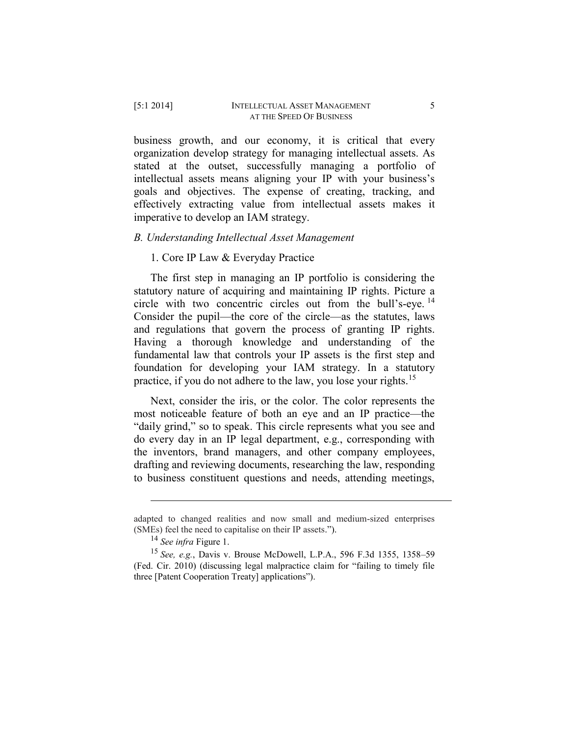business growth, and our economy, it is critical that every organization develop strategy for managing intellectual assets. As stated at the outset, successfully managing a portfolio of intellectual assets means aligning your IP with your business's goals and objectives. The expense of creating, tracking, and effectively extracting value from intellectual assets makes it imperative to develop an IAM strategy.

### *B. Understanding Intellectual Asset Management*

#### 1. Core IP Law & Everyday Practice

The first step in managing an IP portfolio is considering the statutory nature of acquiring and maintaining IP rights. Picture a circle with two concentric circles out from the bull's-eye.[14] Consider the pupil—the core of the circle—as the statutes, laws and regulations that govern the process of granting IP rights. Having a thorough knowledge and understanding of the fundamental law that controls your IP assets is the first step and foundation for developing your IAM strategy. In a statutory practice, if you do not adhere to the law, you lose your rights.[15]

Next, consider the iris, or the color. The color represents the most noticeable feature of both an eye and an IP practice—the "daily grind," so to speak. This circle represents what you see and do every day in an IP legal department, e.g., corresponding with the inventors, brand managers, and other company employees, drafting and reviewing documents, researching the law, responding to business constituent questions and needs, attending meetings,

---

adapted to changed realities and now small and medium-sized enterprises (SMEs) feel the need to capitalise on their IP assets.").

[14] *See infra* Figure 1.

[15] *See, e.g.*, Davis v. Brouse McDowell, L.P.A., 596 F.3d 1355, 1358–59 (Fed. Cir. 2010) (discussing legal malpractice claim for "failing to timely file three [Patent Cooperation Treaty] applications").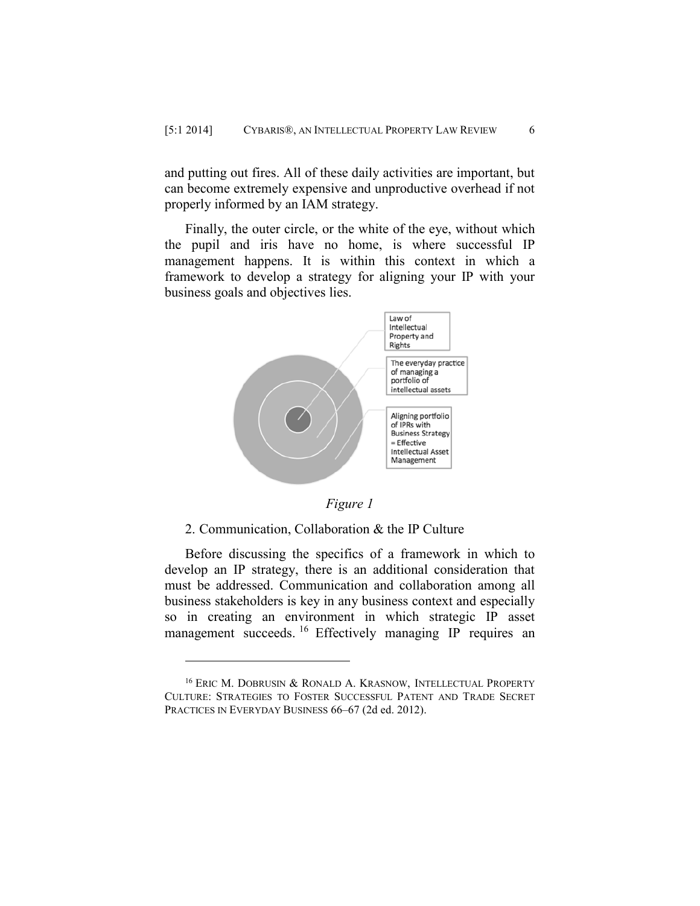and putting out fires. All of these daily activities are important, but can become extremely expensive and unproductive overhead if not properly informed by an IAM strategy.

Finally, the outer circle, or the white of the eye, without which the pupil and iris have no home, is where successful IP management happens. It is within this context in which a framework to develop a strategy for aligning your IP with your business goals and objectives lies.

Law of Intellectual Property and Rights

The everyday practice of managing a portfolio of intellectual assets

Aligning portfolio of IPRs with Business Strategy = Effective Intellectual Asset Management

*Figure 1*

2. Communication, Collaboration & the IP Culture

Before discussing the specifics of a framework in which to develop an IP strategy, there is an additional consideration that must be addressed. Communication and collaboration among all business stakeholders is key in any business context and especially so in creating an environment in which strategic IP asset management succeeds.[16] Effectively managing IP requires an

---

[16] Eric M. Dobrusin & Ronald A. Krasnow, Intellectual Property Culture: Strategies to Foster Successful Patent and Trade Secret Practices in Everyday Business 66–67 (2d ed. 2012).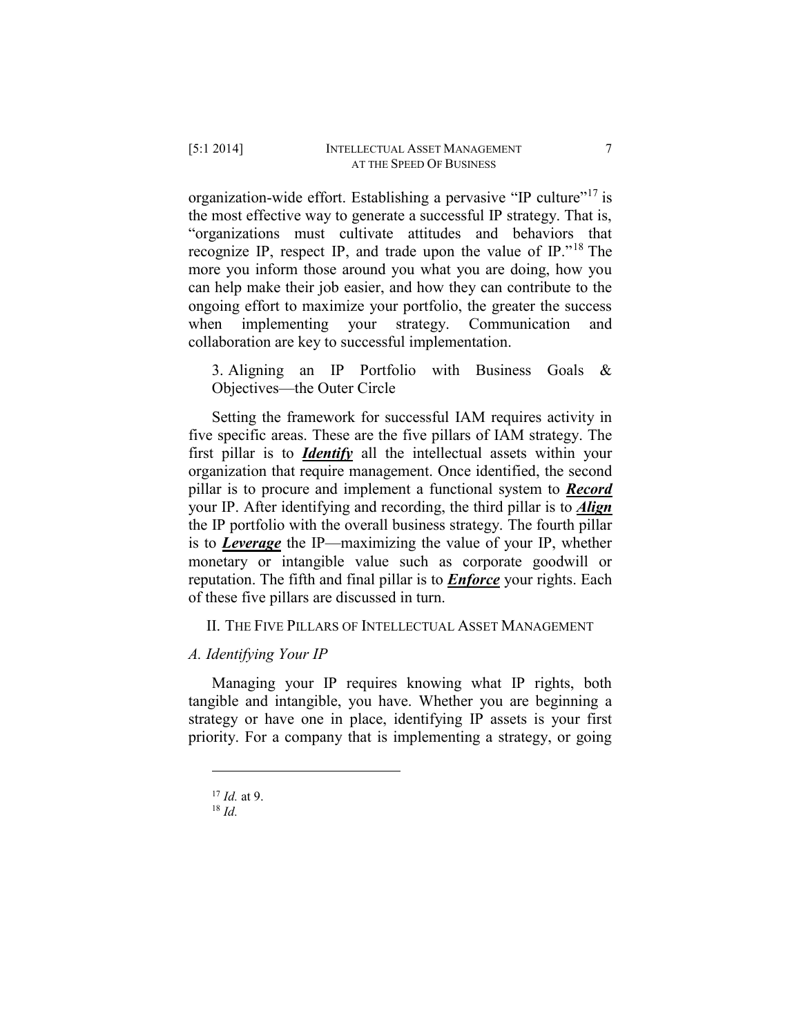organization-wide effort. Establishing a pervasive "IP culture"[17] is the most effective way to generate a successful IP strategy. That is, "organizations must cultivate attitudes and behaviors that recognize IP, respect IP, and trade upon the value of IP."[18] The more you inform those around you what you are doing, how you can help make their job easier, and how they can contribute to the ongoing effort to maximize your portfolio, the greater the success when implementing your strategy. Communication and collaboration are key to successful implementation.

3. Aligning an IP Portfolio with Business Goals & Objectives—the Outer Circle

Setting the framework for successful IAM requires activity in five specific areas. These are the five pillars of IAM strategy. The first pillar is to ***Identify*** all the intellectual assets within your organization that require management. Once identified, the second pillar is to procure and implement a functional system to ***Record*** your IP. After identifying and recording, the third pillar is to ***Align*** the IP portfolio with the overall business strategy. The fourth pillar is to ***Leverage*** the IP—maximizing the value of your IP, whether monetary or intangible value such as corporate goodwill or reputation. The fifth and final pillar is to ***Enforce*** your rights. Each of these five pillars are discussed in turn.

## II. The Five Pillars of Intellectual Asset Management

### *A. Identifying Your IP*

Managing your IP requires knowing what IP rights, both tangible and intangible, you have. Whether you are beginning a strategy or have one in place, identifying IP assets is your first priority. For a company that is implementing a strategy, or going

---

[17] *Id.* at 9.

[18] *Id.*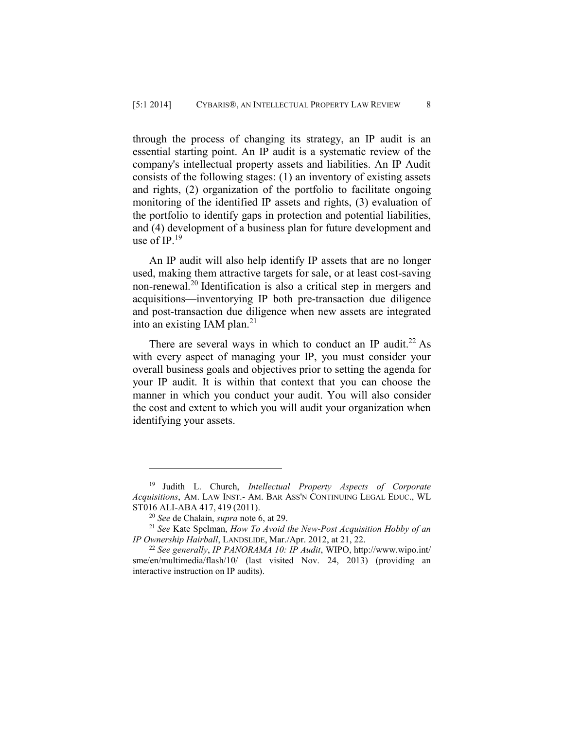through the process of changing its strategy, an IP audit is an essential starting point. An IP audit is a systematic review of the company's intellectual property assets and liabilities. An IP Audit consists of the following stages: (1) an inventory of existing assets and rights, (2) organization of the portfolio to facilitate ongoing monitoring of the identified IP assets and rights, (3) evaluation of the portfolio to identify gaps in protection and potential liabilities, and (4) development of a business plan for future development and use of IP.[19]

An IP audit will also help identify IP assets that are no longer used, making them attractive targets for sale, or at least cost-saving non-renewal.[20] Identification is also a critical step in mergers and acquisitions—inventorying IP both pre-transaction due diligence and post-transaction due diligence when new assets are integrated into an existing IAM plan.[21]

There are several ways in which to conduct an IP audit.[22] As with every aspect of managing your IP, you must consider your overall business goals and objectives prior to setting the agenda for your IP audit. It is within that context that you can choose the manner in which you conduct your audit. You will also consider the cost and extent to which you will audit your organization when identifying your assets.

---

[19] Judith L. Church, *Intellectual Property Aspects of Corporate Acquisitions*, AM. LAW INST.- AM. BAR ASS'N CONTINUING LEGAL EDUC., WL ST016 ALI-ABA 417, 419 (2011).

[20] *See* de Chalain, *supra* note 6, at 29.

[21] *See* Kate Spelman, *How To Avoid the New-Post Acquisition Hobby of an IP Ownership Hairball*, LANDSLIDE, Mar./Apr. 2012, at 21, 22.

[22] *See generally*, *IP PANORAMA 10: IP Audit*, WIPO, http://www.wipo.int/sme/en/multimedia/flash/10/ (last visited Nov. 24, 2013) (providing an interactive instruction on IP audits).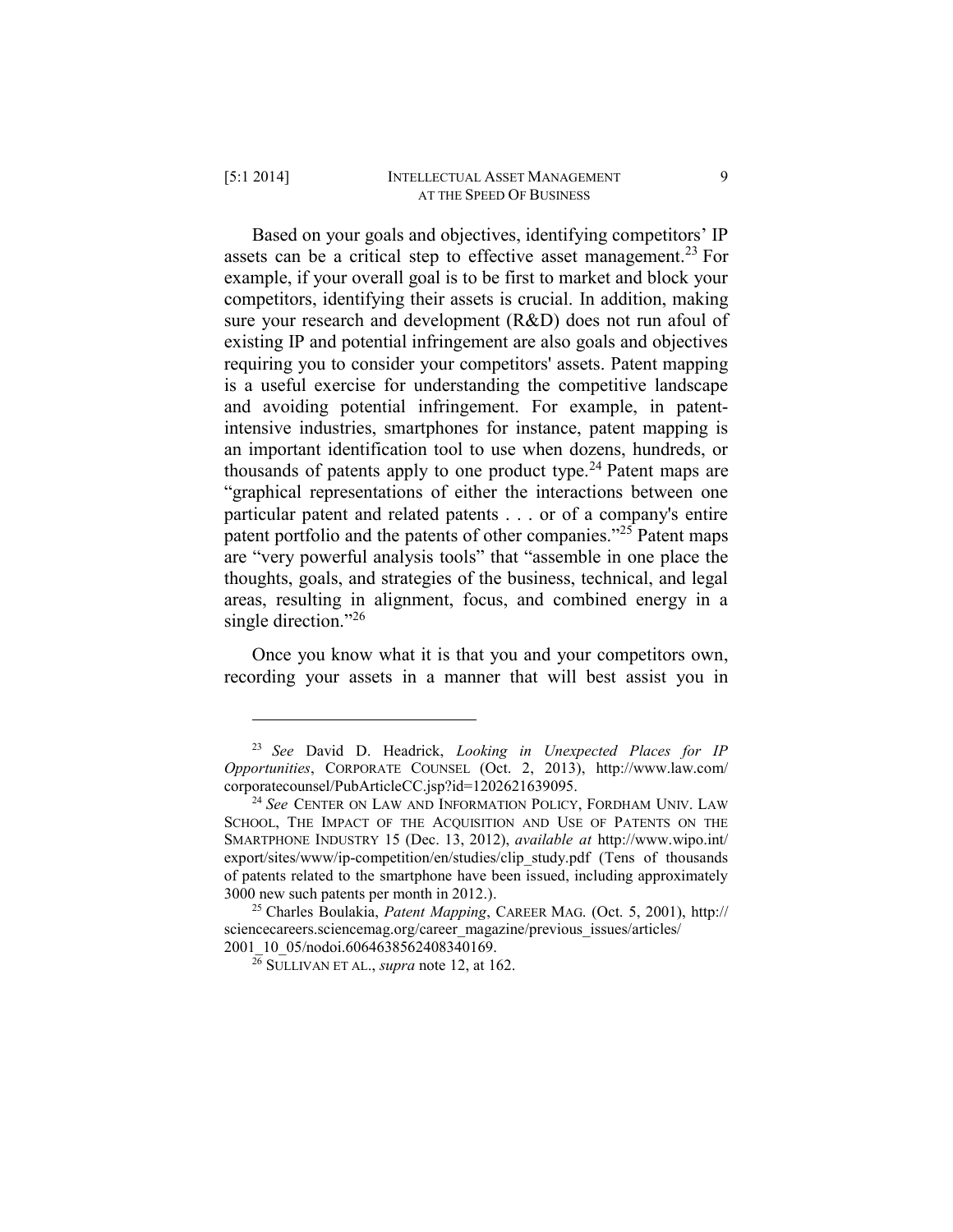Based on your goals and objectives, identifying competitors' IP assets can be a critical step to effective asset management.[23] For example, if your overall goal is to be first to market and block your competitors, identifying their assets is crucial. In addition, making sure your research and development (R&D) does not run afoul of existing IP and potential infringement are also goals and objectives requiring you to consider your competitors' assets. Patent mapping is a useful exercise for understanding the competitive landscape and avoiding potential infringement. For example, in patent-intensive industries, smartphones for instance, patent mapping is an important identification tool to use when dozens, hundreds, or thousands of patents apply to one product type.[24] Patent maps are "graphical representations of either the interactions between one particular patent and related patents . . . or of a company's entire patent portfolio and the patents of other companies."[25] Patent maps are "very powerful analysis tools" that "assemble in one place the thoughts, goals, and strategies of the business, technical, and legal areas, resulting in alignment, focus, and combined energy in a single direction."[26]

Once you know what it is that you and your competitors own, recording your assets in a manner that will best assist you in

---

[23] *See* David D. Headrick, *Looking in Unexpected Places for IP Opportunities*, CORPORATE COUNSEL (Oct. 2, 2013), http://www.law.com/corporatecounsel/PubArticleCC.jsp?id=1202621639095.

[24] *See* CENTER ON LAW AND INFORMATION POLICY, FORDHAM UNIV. LAW SCHOOL, THE IMPACT OF THE ACQUISITION AND USE OF PATENTS ON THE SMARTPHONE INDUSTRY 15 (Dec. 13, 2012), *available at* http://www.wipo.int/export/sites/www/ip-competition/en/studies/clip_study.pdf (Tens of thousands of patents related to the smartphone have been issued, including approximately 3000 new such patents per month in 2012.).

[25] Charles Boulakia, *Patent Mapping*, CAREER MAG. (Oct. 5, 2001), http://sciencecareers.sciencemag.org/career_magazine/previous_issues/articles/2001_10_05/nodoi.6064638562408340169.

[26] SULLIVAN ET AL., *supra* note 12, at 162.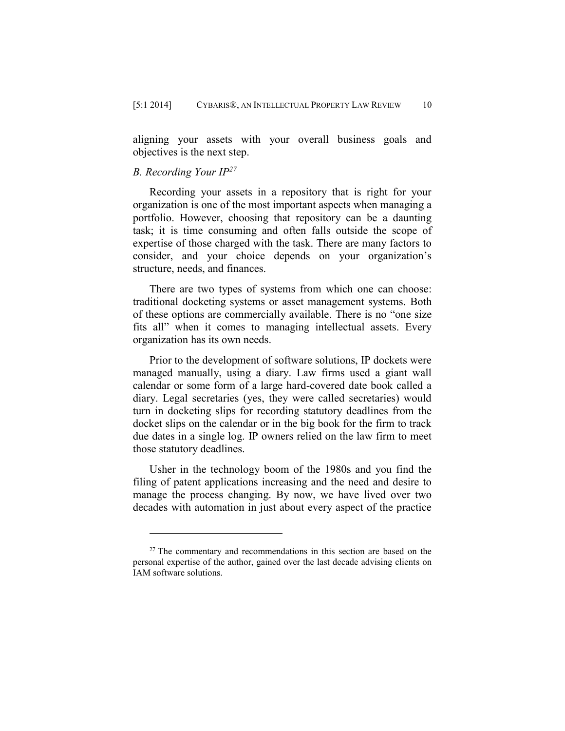aligning your assets with your overall business goals and objectives is the next step.

### *B. Recording Your IP*[27]

Recording your assets in a repository that is right for your organization is one of the most important aspects when managing a portfolio. However, choosing that repository can be a daunting task; it is time consuming and often falls outside the scope of expertise of those charged with the task. There are many factors to consider, and your choice depends on your organization's structure, needs, and finances.

There are two types of systems from which one can choose: traditional docketing systems or asset management systems. Both of these options are commercially available. There is no "one size fits all" when it comes to managing intellectual assets. Every organization has its own needs.

Prior to the development of software solutions, IP dockets were managed manually, using a diary. Law firms used a giant wall calendar or some form of a large hard-covered date book called a diary. Legal secretaries (yes, they were called secretaries) would turn in docketing slips for recording statutory deadlines from the docket slips on the calendar or in the big book for the firm to track due dates in a single log. IP owners relied on the law firm to meet those statutory deadlines.

Usher in the technology boom of the 1980s and you find the filing of patent applications increasing and the need and desire to manage the process changing. By now, we have lived over two decades with automation in just about every aspect of the practice

---

[27] The commentary and recommendations in this section are based on the personal expertise of the author, gained over the last decade advising clients on IAM software solutions.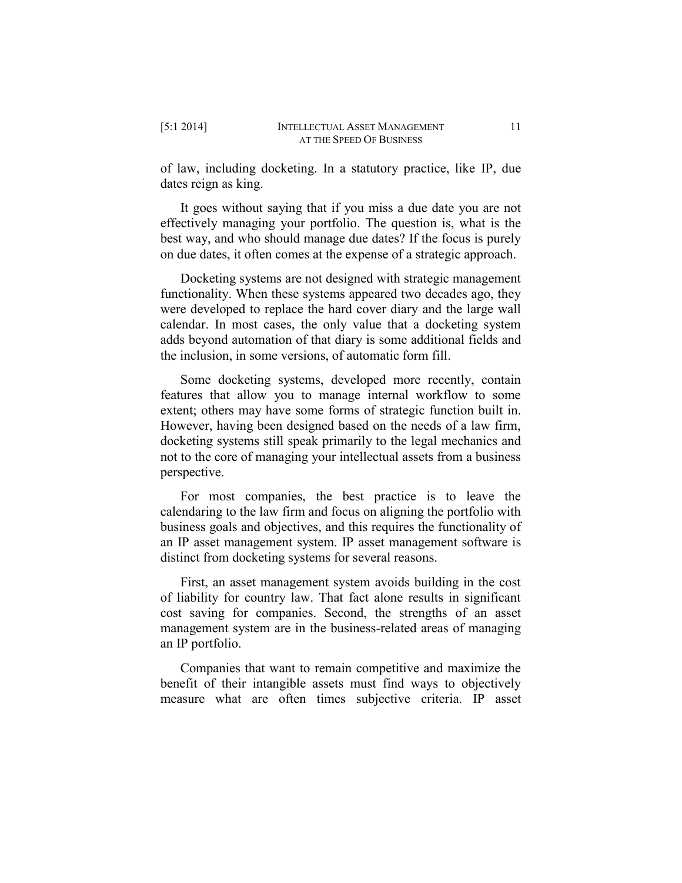of law, including docketing. In a statutory practice, like IP, due dates reign as king.

It goes without saying that if you miss a due date you are not effectively managing your portfolio. The question is, what is the best way, and who should manage due dates? If the focus is purely on due dates, it often comes at the expense of a strategic approach.

Docketing systems are not designed with strategic management functionality. When these systems appeared two decades ago, they were developed to replace the hard cover diary and the large wall calendar. In most cases, the only value that a docketing system adds beyond automation of that diary is some additional fields and the inclusion, in some versions, of automatic form fill.

Some docketing systems, developed more recently, contain features that allow you to manage internal workflow to some extent; others may have some forms of strategic function built in. However, having been designed based on the needs of a law firm, docketing systems still speak primarily to the legal mechanics and not to the core of managing your intellectual assets from a business perspective.

For most companies, the best practice is to leave the calendaring to the law firm and focus on aligning the portfolio with business goals and objectives, and this requires the functionality of an IP asset management system. IP asset management software is distinct from docketing systems for several reasons.

First, an asset management system avoids building in the cost of liability for country law. That fact alone results in significant cost saving for companies. Second, the strengths of an asset management system are in the business-related areas of managing an IP portfolio.

Companies that want to remain competitive and maximize the benefit of their intangible assets must find ways to objectively measure what are often times subjective criteria. IP asset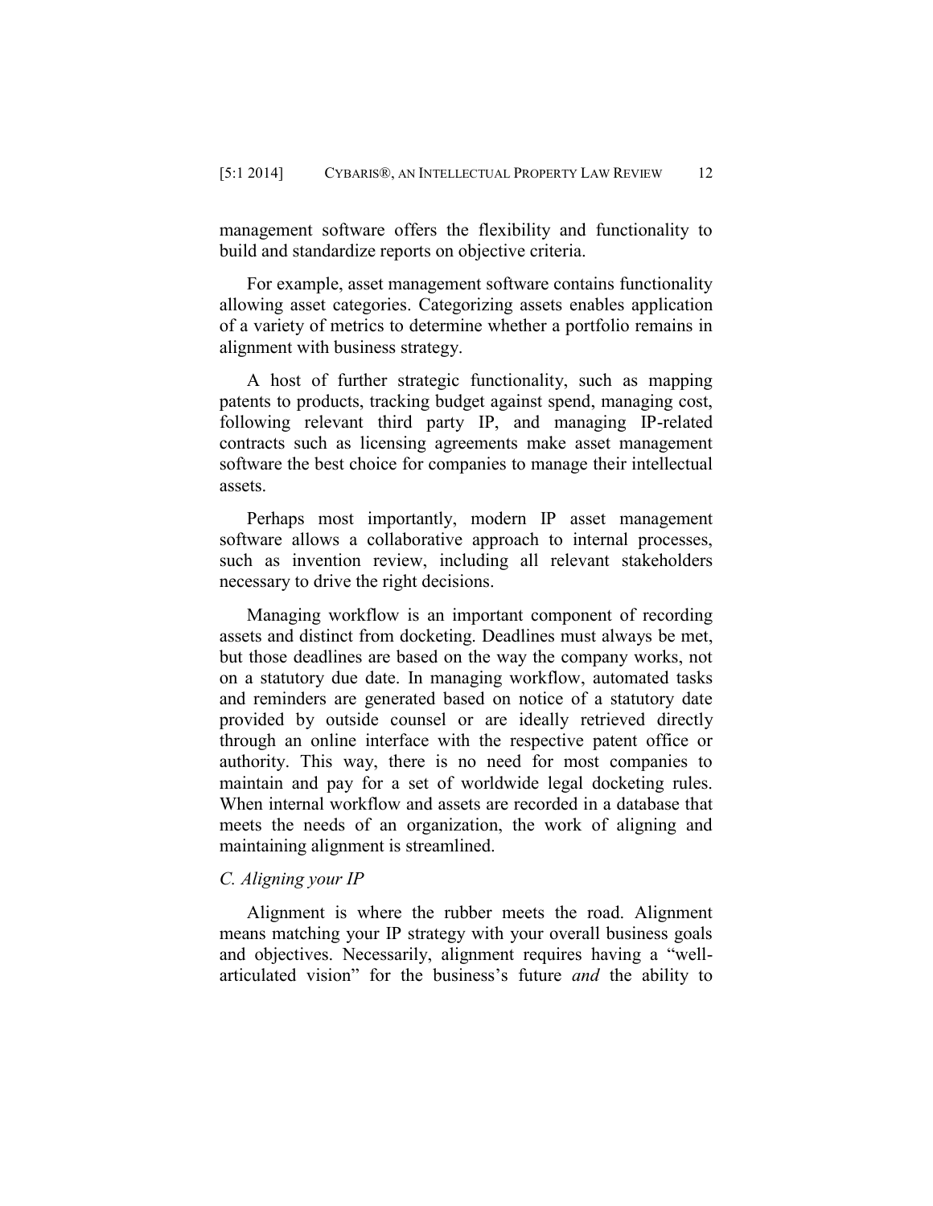management software offers the flexibility and functionality to build and standardize reports on objective criteria.

For example, asset management software contains functionality allowing asset categories. Categorizing assets enables application of a variety of metrics to determine whether a portfolio remains in alignment with business strategy.

A host of further strategic functionality, such as mapping patents to products, tracking budget against spend, managing cost, following relevant third party IP, and managing IP-related contracts such as licensing agreements make asset management software the best choice for companies to manage their intellectual assets.

Perhaps most importantly, modern IP asset management software allows a collaborative approach to internal processes, such as invention review, including all relevant stakeholders necessary to drive the right decisions.

Managing workflow is an important component of recording assets and distinct from docketing. Deadlines must always be met, but those deadlines are based on the way the company works, not on a statutory due date. In managing workflow, automated tasks and reminders are generated based on notice of a statutory date provided by outside counsel or are ideally retrieved directly through an online interface with the respective patent office or authority. This way, there is no need for most companies to maintain and pay for a set of worldwide legal docketing rules. When internal workflow and assets are recorded in a database that meets the needs of an organization, the work of aligning and maintaining alignment is streamlined.

### *C. Aligning your IP*

Alignment is where the rubber meets the road. Alignment means matching your IP strategy with your overall business goals and objectives. Necessarily, alignment requires having a "well-articulated vision" for the business's future *and* the ability to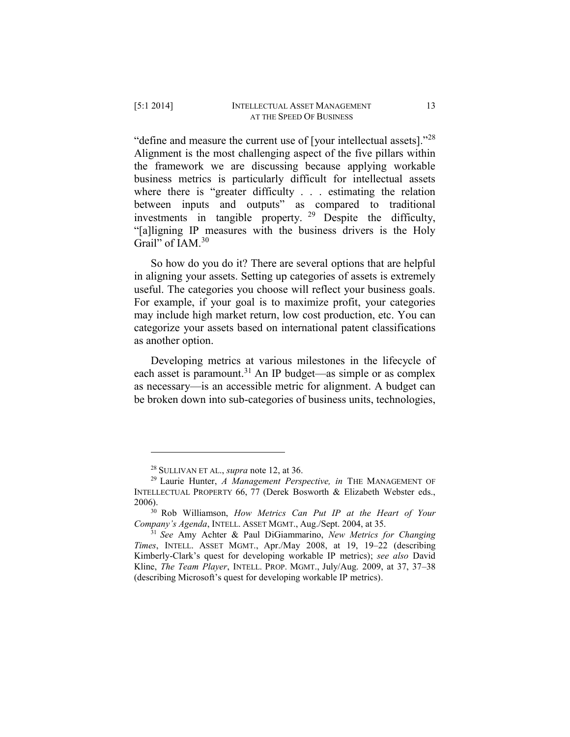"define and measure the current use of [your intellectual assets]."[28] Alignment is the most challenging aspect of the five pillars within the framework we are discussing because applying workable business metrics is particularly difficult for intellectual assets where there is "greater difficulty . . . estimating the relation between inputs and outputs" as compared to traditional investments in tangible property.[29] Despite the difficulty, "[a]ligning IP measures with the business drivers is the Holy Grail" of IAM.[30]

So how do you do it? There are several options that are helpful in aligning your assets. Setting up categories of assets is extremely useful. The categories you choose will reflect your business goals. For example, if your goal is to maximize profit, your categories may include high market return, low cost production, etc. You can categorize your assets based on international patent classifications as another option.

Developing metrics at various milestones in the lifecycle of each asset is paramount.[31] An IP budget—as simple or as complex as necessary—is an accessible metric for alignment. A budget can be broken down into sub-categories of business units, technologies,

---

[28] SULLIVAN ET AL., *supra* note 12, at 36.

[29] Laurie Hunter, *A Management Perspective, in* THE MANAGEMENT OF INTELLECTUAL PROPERTY 66, 77 (Derek Bosworth & Elizabeth Webster eds., 2006).

[30] Rob Williamson, *How Metrics Can Put IP at the Heart of Your Company's Agenda*, INTELL. ASSET MGMT., Aug./Sept. 2004, at 35.

[31] *See* Amy Achter & Paul DiGiammarino, *New Metrics for Changing Times*, INTELL. ASSET MGMT., Apr./May 2008, at 19, 19–22 (describing Kimberly-Clark's quest for developing workable IP metrics); *see also* David Kline, *The Team Player*, INTELL. PROP. MGMT., July/Aug. 2009, at 37, 37–38 (describing Microsoft's quest for developing workable IP metrics).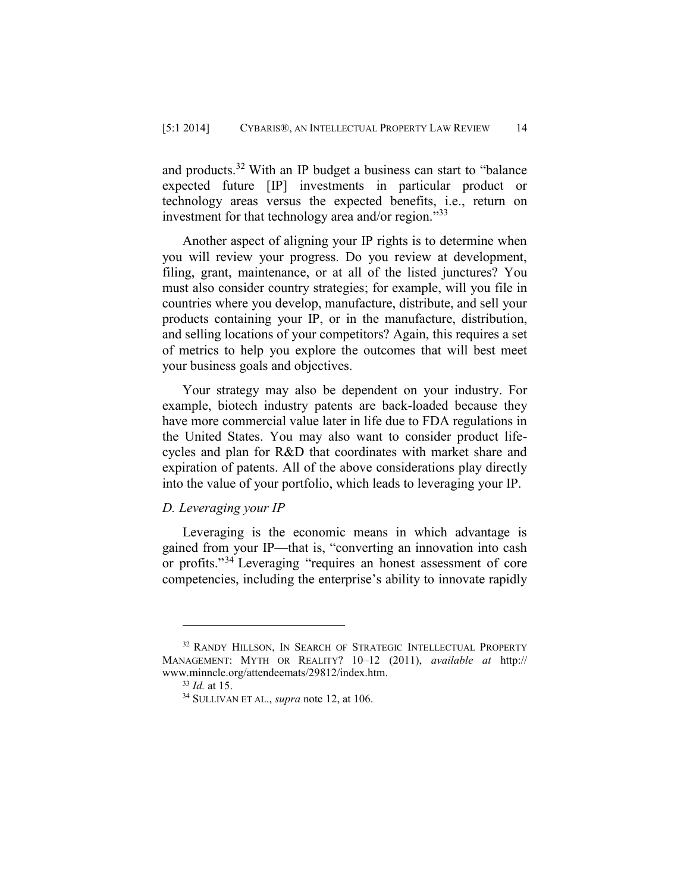and products.[32] With an IP budget a business can start to "balance expected future [IP] investments in particular product or technology areas versus the expected benefits, i.e., return on investment for that technology area and/or region."[33]

Another aspect of aligning your IP rights is to determine when you will review your progress. Do you review at development, filing, grant, maintenance, or at all of the listed junctures? You must also consider country strategies; for example, will you file in countries where you develop, manufacture, distribute, and sell your products containing your IP, or in the manufacture, distribution, and selling locations of your competitors? Again, this requires a set of metrics to help you explore the outcomes that will best meet your business goals and objectives.

Your strategy may also be dependent on your industry. For example, biotech industry patents are back-loaded because they have more commercial value later in life due to FDA regulations in the United States. You may also want to consider product life-cycles and plan for R&D that coordinates with market share and expiration of patents. All of the above considerations play directly into the value of your portfolio, which leads to leveraging your IP.

### *D. Leveraging your IP*

Leveraging is the economic means in which advantage is gained from your IP—that is, "converting an innovation into cash or profits."[34] Leveraging "requires an honest assessment of core competencies, including the enterprise's ability to innovate rapidly

---

[32] RANDY HILLSON, IN SEARCH OF STRATEGIC INTELLECTUAL PROPERTY MANAGEMENT: MYTH OR REALITY? 10–12 (2011), *available at* http://www.minncle.org/attendeemats/29812/index.htm.

[33] *Id.* at 15.

[34] SULLIVAN ET AL., *supra* note 12, at 106.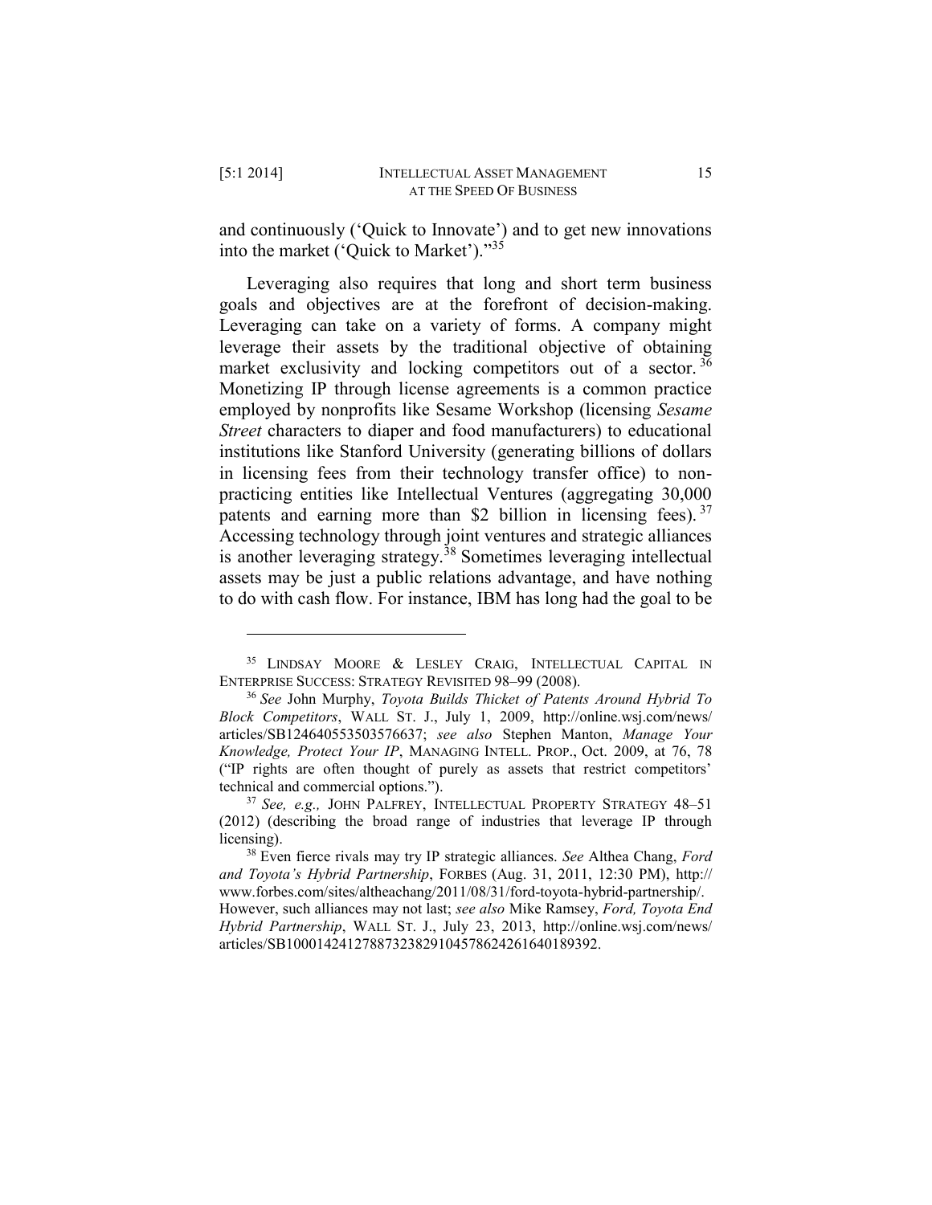and continuously ('Quick to Innovate') and to get new innovations into the market ('Quick to Market')."[35]

Leveraging also requires that long and short term business goals and objectives are at the forefront of decision-making. Leveraging can take on a variety of forms. A company might leverage their assets by the traditional objective of obtaining market exclusivity and locking competitors out of a sector.[36] Monetizing IP through license agreements is a common practice employed by nonprofits like Sesame Workshop (licensing *Sesame Street* characters to diaper and food manufacturers) to educational institutions like Stanford University (generating billions of dollars in licensing fees from their technology transfer office) to non-practicing entities like Intellectual Ventures (aggregating 30,000 patents and earning more than $2 billion in licensing fees).[37] Accessing technology through joint ventures and strategic alliances is another leveraging strategy.[38] Sometimes leveraging intellectual assets may be just a public relations advantage, and have nothing to do with cash flow. For instance, IBM has long had the goal to be

---

[35] LINDSAY MOORE & LESLEY CRAIG, INTELLECTUAL CAPITAL IN ENTERPRISE SUCCESS: STRATEGY REVISITED 98–99 (2008).

[36] *See* John Murphy, *Toyota Builds Thicket of Patents Around Hybrid To Block Competitors*, WALL ST. J., July 1, 2009, http://online.wsj.com/news/articles/SB124640553503576637; *see also* Stephen Manton, *Manage Your Knowledge, Protect Your IP*, MANAGING INTELL. PROP., Oct. 2009, at 76, 78 ("IP rights are often thought of purely as assets that restrict competitors' technical and commercial options.").

[37] *See, e.g.,* JOHN PALFREY, INTELLECTUAL PROPERTY STRATEGY 48–51 (2012) (describing the broad range of industries that leverage IP through licensing).

[38] Even fierce rivals may try IP strategic alliances. *See* Althea Chang, *Ford and Toyota's Hybrid Partnership*, FORBES (Aug. 31, 2011, 12:30 PM), http://www.forbes.com/sites/altheachang/2011/08/31/ford-toyota-hybrid-partnership/. However, such alliances may not last; *see also* Mike Ramsey, *Ford, Toyota End Hybrid Partnership*, WALL ST. J., July 23, 2013, http://online.wsj.com/news/articles/SB10001424127887323829104578624261640189392.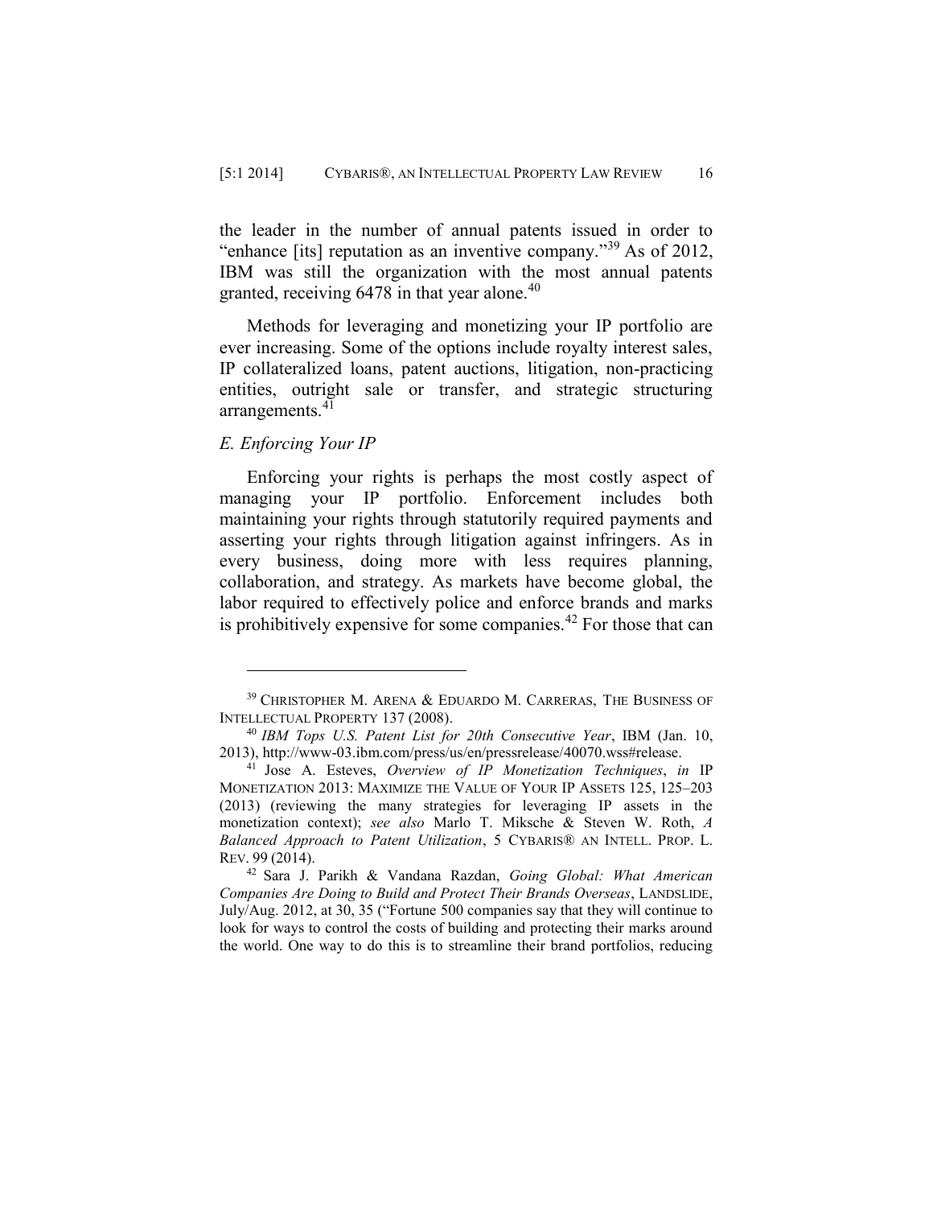the leader in the number of annual patents issued in order to "enhance [its] reputation as an inventive company."[39] As of 2012, IBM was still the organization with the most annual patents granted, receiving 6478 in that year alone.[40]

Methods for leveraging and monetizing your IP portfolio are ever increasing. Some of the options include royalty interest sales, IP collateralized loans, patent auctions, litigation, non-practicing entities, outright sale or transfer, and strategic structuring arrangements.[41]

### *E. Enforcing Your IP*

Enforcing your rights is perhaps the most costly aspect of managing your IP portfolio. Enforcement includes both maintaining your rights through statutorily required payments and asserting your rights through litigation against infringers. As in every business, doing more with less requires planning, collaboration, and strategy. As markets have become global, the labor required to effectively police and enforce brands and marks is prohibitively expensive for some companies.[42] For those that can

---

[39] CHRISTOPHER M. ARENA & EDUARDO M. CARRERAS, THE BUSINESS OF INTELLECTUAL PROPERTY 137 (2008).

[40] *IBM Tops U.S. Patent List for 20th Consecutive Year*, IBM (Jan. 10, 2013), http://www-03.ibm.com/press/us/en/pressrelease/40070.wss#release.

[41] Jose A. Esteves, *Overview of IP Monetization Techniques*, *in* IP MONETIZATION 2013: MAXIMIZE THE VALUE OF YOUR IP ASSETS 125, 125–203 (2013) (reviewing the many strategies for leveraging IP assets in the monetization context); *see also* Marlo T. Miksche & Steven W. Roth, *A Balanced Approach to Patent Utilization*, 5 CYBARIS® AN INTELL. PROP. L. REV. 99 (2014).

[42] Sara J. Parikh & Vandana Razdan, *Going Global: What American Companies Are Doing to Build and Protect Their Brands Overseas*, LANDSLIDE, July/Aug. 2012, at 30, 35 ("Fortune 500 companies say that they will continue to look for ways to control the costs of building and protecting their marks around the world. One way to do this is to streamline their brand portfolios, reducing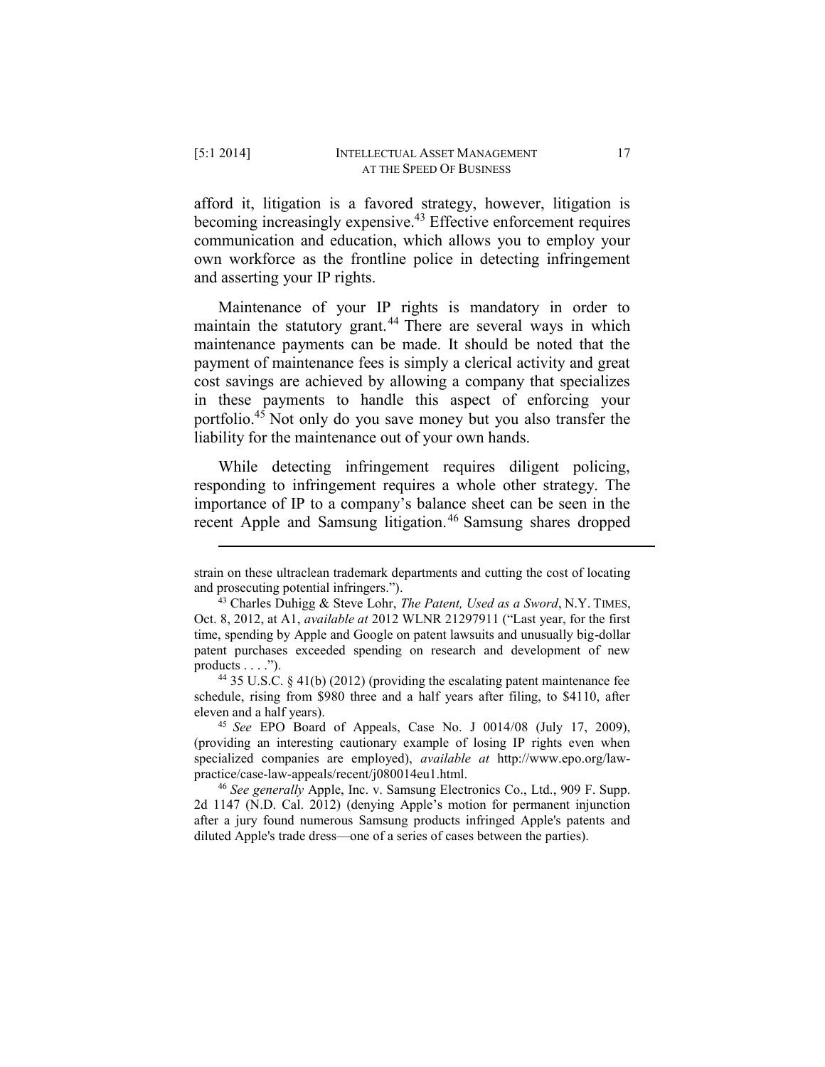afford it, litigation is a favored strategy, however, litigation is becoming increasingly expensive.[43] Effective enforcement requires communication and education, which allows you to employ your own workforce as the frontline police in detecting infringement and asserting your IP rights.

Maintenance of your IP rights is mandatory in order to maintain the statutory grant.[44] There are several ways in which maintenance payments can be made. It should be noted that the payment of maintenance fees is simply a clerical activity and great cost savings are achieved by allowing a company that specializes in these payments to handle this aspect of enforcing your portfolio.[45] Not only do you save money but you also transfer the liability for the maintenance out of your own hands.

While detecting infringement requires diligent policing, responding to infringement requires a whole other strategy. The importance of IP to a company's balance sheet can be seen in the recent Apple and Samsung litigation.[46] Samsung shares dropped

---

strain on these ultraclean trademark departments and cutting the cost of locating and prosecuting potential infringers.").

[43] Charles Duhigg & Steve Lohr, *The Patent, Used as a Sword*, N.Y. TIMES, Oct. 8, 2012, at A1, *available at* 2012 WLNR 21297911 ("Last year, for the first time, spending by Apple and Google on patent lawsuits and unusually big-dollar patent purchases exceeded spending on research and development of new products . . . .").

[44] 35 U.S.C. § 41(b) (2012) (providing the escalating patent maintenance fee schedule, rising from $980 three and a half years after filing, to $4110, after eleven and a half years).

[45] *See* EPO Board of Appeals, Case No. J 0014/08 (July 17, 2009), (providing an interesting cautionary example of losing IP rights even when specialized companies are employed), *available at* http://www.epo.org/law-practice/case-law-appeals/recent/j080014eu1.html.

[46] *See generally* Apple, Inc. v. Samsung Electronics Co., Ltd., 909 F. Supp. 2d 1147 (N.D. Cal. 2012) (denying Apple's motion for permanent injunction after a jury found numerous Samsung products infringed Apple's patents and diluted Apple's trade dress—one of a series of cases between the parties).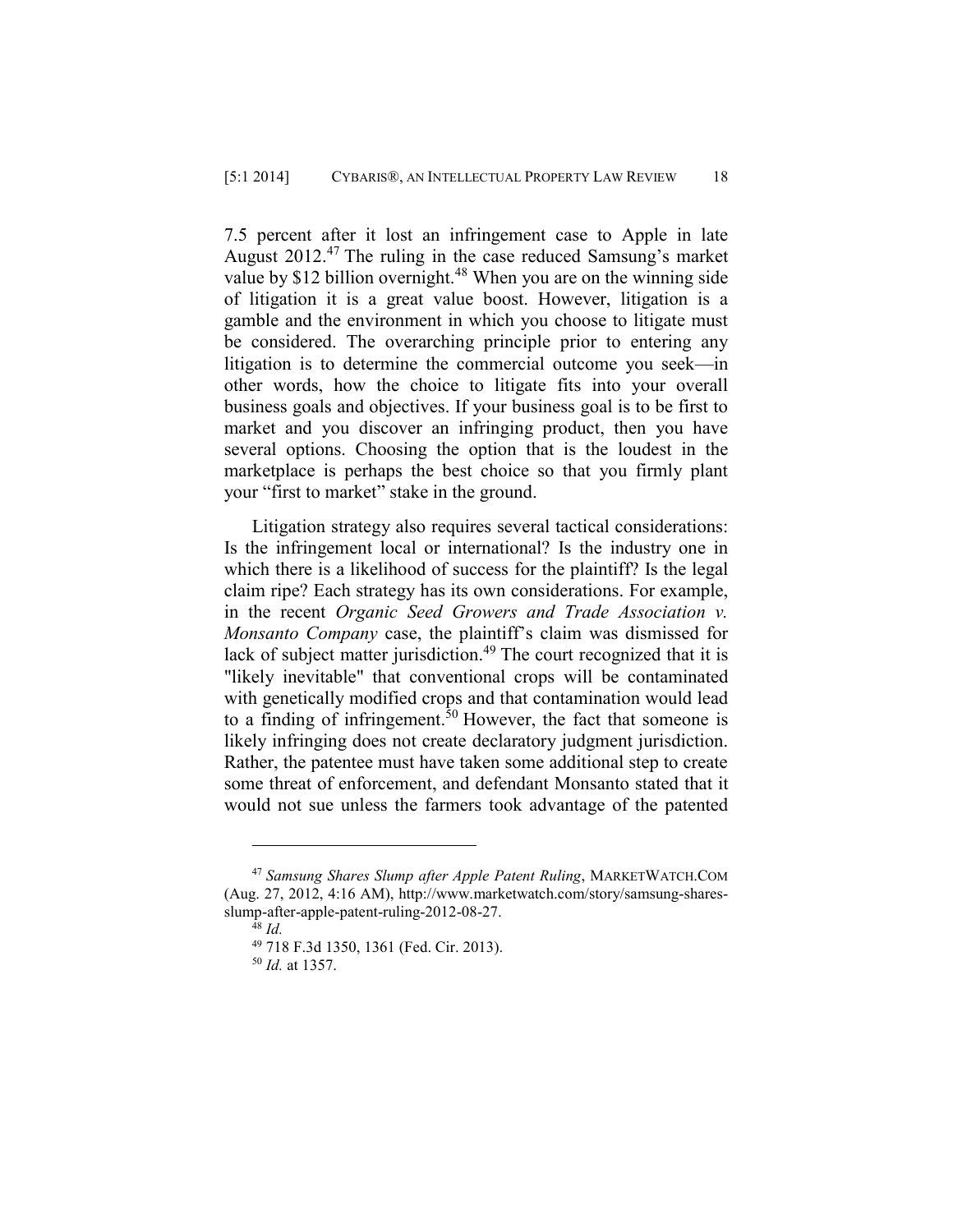7.5 percent after it lost an infringement case to Apple in late August 2012.[47] The ruling in the case reduced Samsung's market value by $12 billion overnight.[48] When you are on the winning side of litigation it is a great value boost. However, litigation is a gamble and the environment in which you choose to litigate must be considered. The overarching principle prior to entering any litigation is to determine the commercial outcome you seek—in other words, how the choice to litigate fits into your overall business goals and objectives. If your business goal is to be first to market and you discover an infringing product, then you have several options. Choosing the option that is the loudest in the marketplace is perhaps the best choice so that you firmly plant your "first to market" stake in the ground.

Litigation strategy also requires several tactical considerations: Is the infringement local or international? Is the industry one in which there is a likelihood of success for the plaintiff? Is the legal claim ripe? Each strategy has its own considerations. For example, in the recent *Organic Seed Growers and Trade Association v. Monsanto Company* case, the plaintiff's claim was dismissed for lack of subject matter jurisdiction.[49] The court recognized that it is "likely inevitable" that conventional crops will be contaminated with genetically modified crops and that contamination would lead to a finding of infringement.[50] However, the fact that someone is likely infringing does not create declaratory judgment jurisdiction. Rather, the patentee must have taken some additional step to create some threat of enforcement, and defendant Monsanto stated that it would not sue unless the farmers took advantage of the patented

---

[47] *Samsung Shares Slump after Apple Patent Ruling*, MARKETWATCH.COM (Aug. 27, 2012, 4:16 AM), http://www.marketwatch.com/story/samsung-shares-slump-after-apple-patent-ruling-2012-08-27.

[48] *Id.*

[49] 718 F.3d 1350, 1361 (Fed. Cir. 2013).

[50] *Id.* at 1357.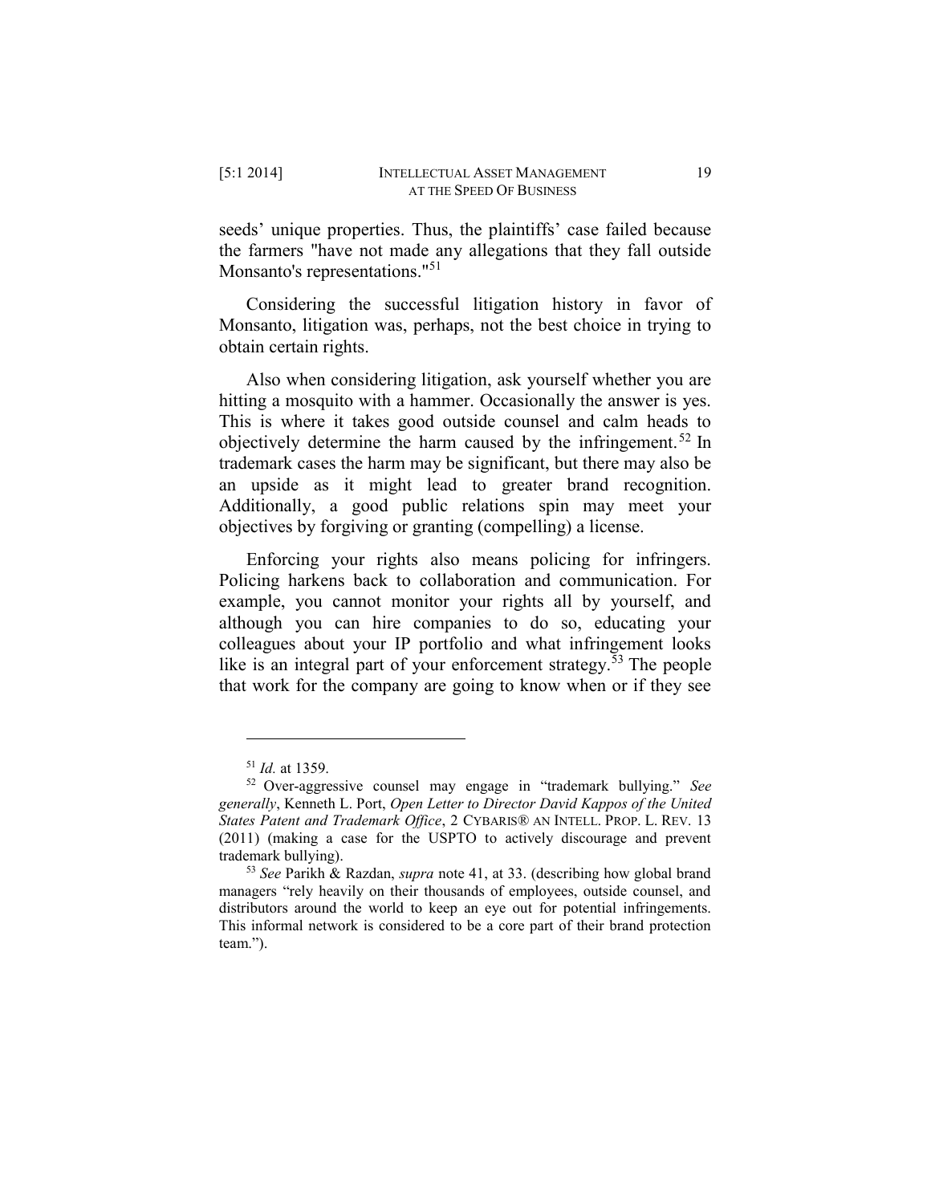seeds' unique properties. Thus, the plaintiffs' case failed because the farmers "have not made any allegations that they fall outside Monsanto's representations."[51]

Considering the successful litigation history in favor of Monsanto, litigation was, perhaps, not the best choice in trying to obtain certain rights.

Also when considering litigation, ask yourself whether you are hitting a mosquito with a hammer. Occasionally the answer is yes. This is where it takes good outside counsel and calm heads to objectively determine the harm caused by the infringement.[52] In trademark cases the harm may be significant, but there may also be an upside as it might lead to greater brand recognition. Additionally, a good public relations spin may meet your objectives by forgiving or granting (compelling) a license.

Enforcing your rights also means policing for infringers. Policing harkens back to collaboration and communication. For example, you cannot monitor your rights all by yourself, and although you can hire companies to do so, educating your colleagues about your IP portfolio and what infringement looks like is an integral part of your enforcement strategy.[53] The people that work for the company are going to know when or if they see

---

[51] *Id.* at 1359.

[52] Over-aggressive counsel may engage in "trademark bullying." *See generally*, Kenneth L. Port, *Open Letter to Director David Kappos of the United States Patent and Trademark Office*, 2 CYBARIS® AN INTELL. PROP. L. REV. 13 (2011) (making a case for the USPTO to actively discourage and prevent trademark bullying).

[53] *See* Parikh & Razdan, *supra* note 41, at 33. (describing how global brand managers "rely heavily on their thousands of employees, outside counsel, and distributors around the world to keep an eye out for potential infringements. This informal network is considered to be a core part of their brand protection team.").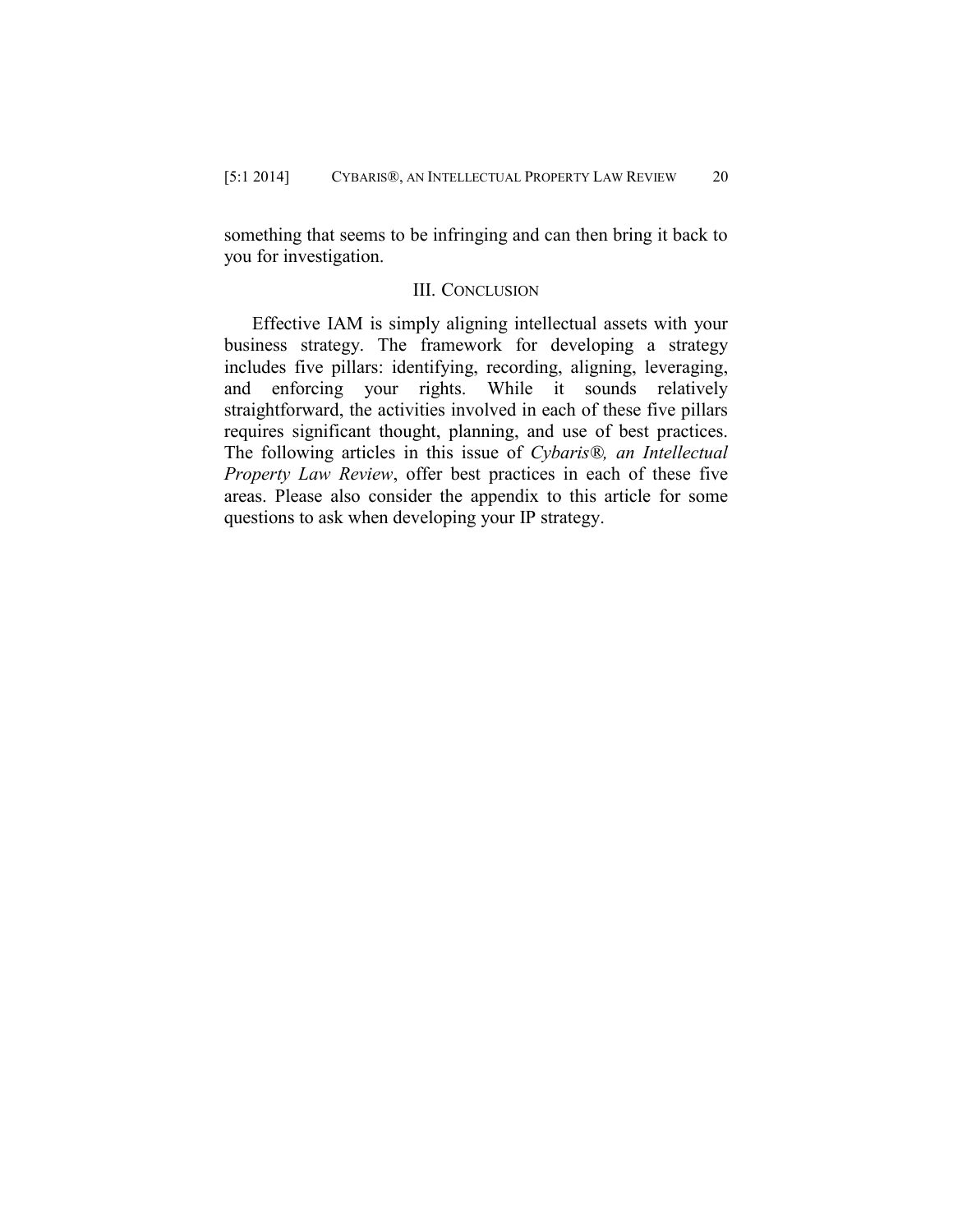something that seems to be infringing and can then bring it back to you for investigation.

## III. Conclusion

Effective IAM is simply aligning intellectual assets with your business strategy. The framework for developing a strategy includes five pillars: identifying, recording, aligning, leveraging, and enforcing your rights. While it sounds relatively straightforward, the activities involved in each of these five pillars requires significant thought, planning, and use of best practices. The following articles in this issue of *Cybaris®, an Intellectual Property Law Review*, offer best practices in each of these five areas. Please also consider the appendix to this article for some questions to ask when developing your IP strategy.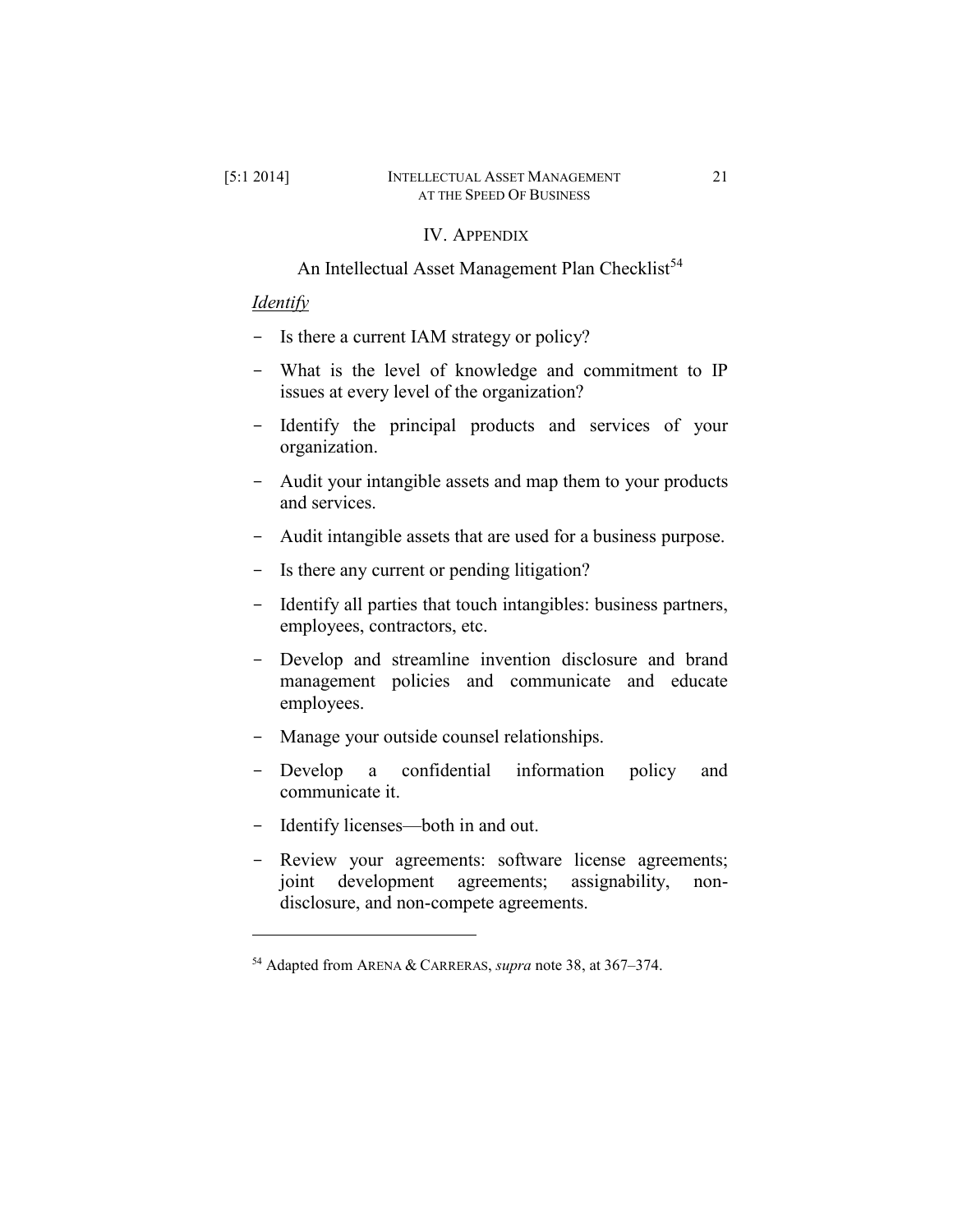## IV. APPENDIX

### An Intellectual Asset Management Plan Checklist[54]

*Identify*

- Is there a current IAM strategy or policy?
- What is the level of knowledge and commitment to IP issues at every level of the organization?
- Identify the principal products and services of your organization.
- Audit your intangible assets and map them to your products and services.
- Audit intangible assets that are used for a business purpose.
- Is there any current or pending litigation?
- Identify all parties that touch intangibles: business partners, employees, contractors, etc.
- Develop and streamline invention disclosure and brand management policies and communicate and educate employees.
- Manage your outside counsel relationships.
- Develop a confidential information policy and communicate it.
- Identify licenses—both in and out.
- Review your agreements: software license agreements; joint development agreements; assignability, non-disclosure, and non-compete agreements.

---

[54] Adapted from ARENA & CARRERAS, *supra* note 38, at 367–374.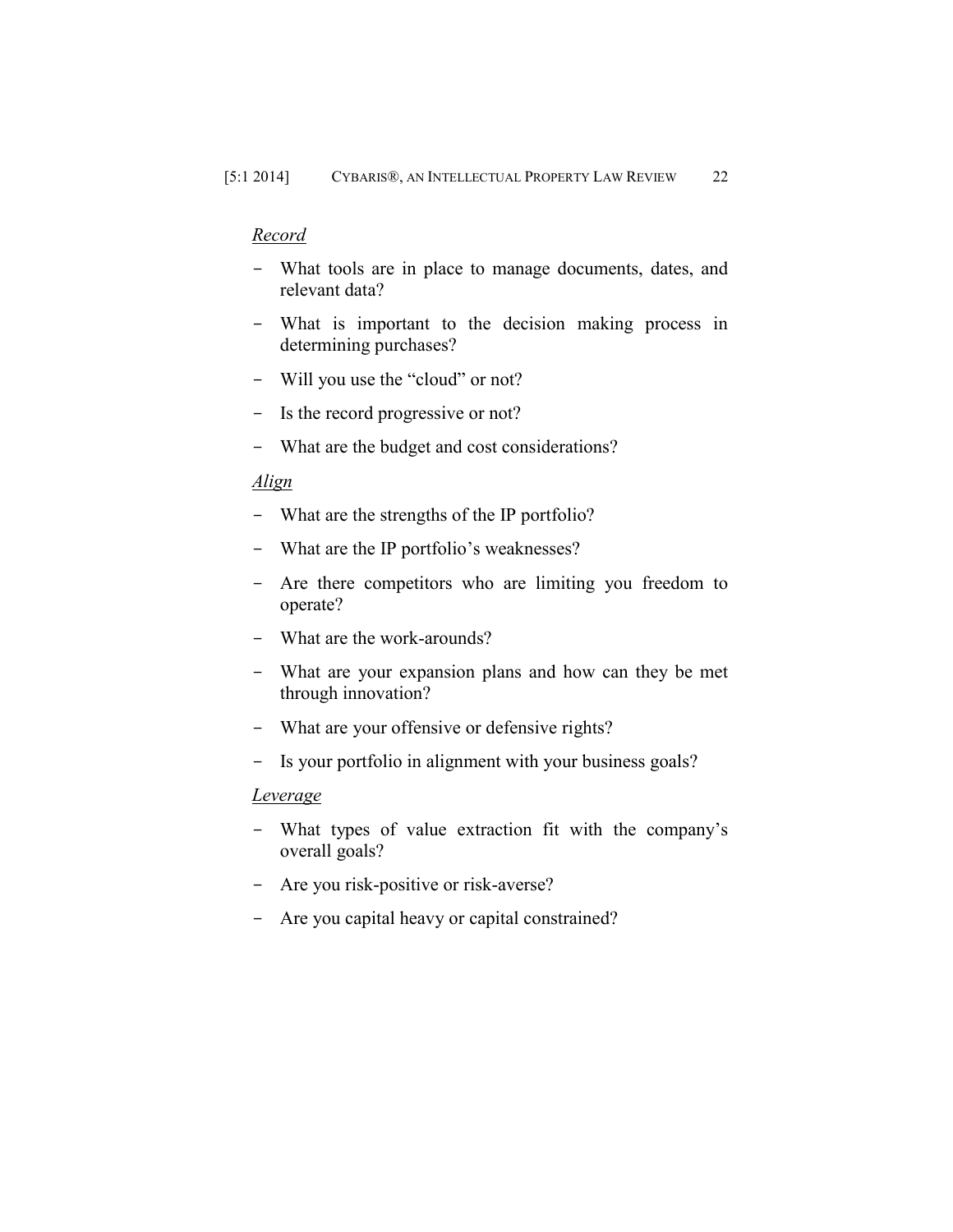*Record*

- What tools are in place to manage documents, dates, and relevant data?
- What is important to the decision making process in determining purchases?
- Will you use the "cloud" or not?
- Is the record progressive or not?
- What are the budget and cost considerations?

*Align*

- What are the strengths of the IP portfolio?
- What are the IP portfolio's weaknesses?
- Are there competitors who are limiting you freedom to operate?
- What are the work-arounds?
- What are your expansion plans and how can they be met through innovation?
- What are your offensive or defensive rights?
- Is your portfolio in alignment with your business goals?

*Leverage*

- What types of value extraction fit with the company's overall goals?
- Are you risk-positive or risk-averse?
- Are you capital heavy or capital constrained?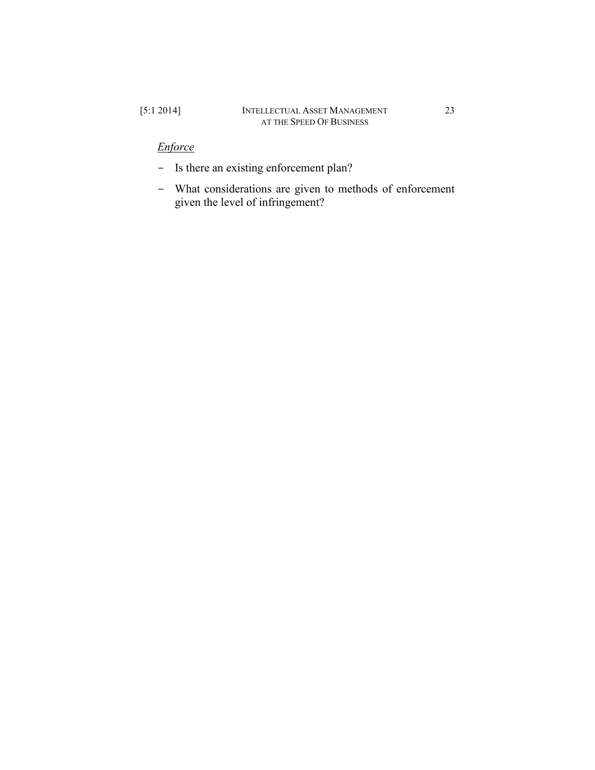*<u>Enforce</u>*

- Is there an existing enforcement plan?
- What considerations are given to methods of enforcement given the level of infringement?